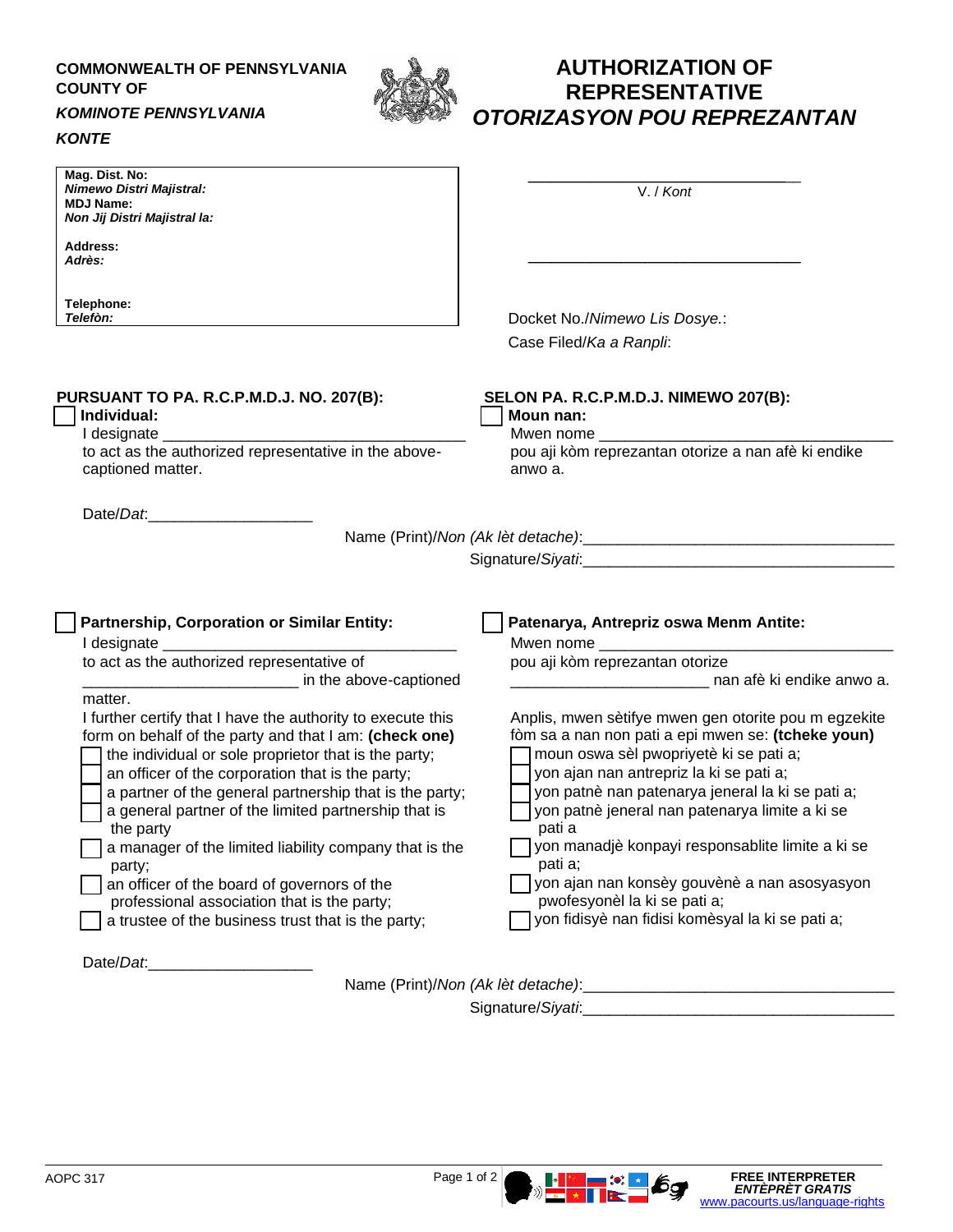**COMMONWEALTH OF PENNSYLVANIA**
**COUNTY OF**
***KOMINOTE PENNSYLVANIA***
***KONTE***

# AUTHORIZATION OF REPRESENTATIVE
# *OTORIZASYON POU REPREZANTAN*

**Mag. Dist. No:**
***Nimewo Distri Majistral:***
**MDJ Name:**
***Non Jij Distri Majistral la:***

**Address:**
***Adrès:***

**Telephone:**
***Telefòn:***

________________________________
V. / *Kont*

________________________________

Docket No./*Nimewo Lis Dosye.*:
Case Filed/*Ka a Ranpli*:

**PURSUANT TO PA. R.C.P.M.D.J. NO. 207(B):**

☐ **Individual:**
I designate ___________________________________
to act as the authorized representative in the above-captioned matter.

**SELON PA. R.C.P.M.D.J. NIMEWO 207(B):**

☐ **Moun nan:**
Mwen nome ___________________________________
pou aji kòm reprezantan otorize a nan afè ki endike anwo a.

Date/*Dat*:___________________

Name (Print)/*Non (Ak lèt detache)*:____________________________________

Signature/*Siyati*:____________________________________

☐ **Partnership, Corporation or Similar Entity:**
I designate ___________________________________
to act as the authorized representative of
_________________________ in the above-captioned matter.
I further certify that I have the authority to execute this form on behalf of the party and that I am: **(check one)**
- ☐ the individual or sole proprietor that is the party;
- ☐ an officer of the corporation that is the party;
- ☐ a partner of the general partnership that is the party;
- ☐ a general partner of the limited partnership that is the party
- ☐ a manager of the limited liability company that is the party;
- ☐ an officer of the board of governors of the professional association that is the party;
- ☐ a trustee of the business trust that is the party;

☐ **Patenarya, Antrepriz oswa Menm Antite:**
Mwen nome ___________________________________
pou aji kòm reprezantan otorize
_______________________ nan afè ki endike anwo a.
Anplis, mwen sètifye mwen gen otorite pou m egzekite fòm sa a nan non pati a epi mwen se: **(tcheke youn)**
- ☐ moun oswa sèl pwopriyetè ki se pati a;
- ☐ yon ajan nan antrepriz la ki se pati a;
- ☐ yon patnè nan patenarya jeneral la ki se pati a;
- ☐ yon patnè jeneral nan patenarya limite a ki se pati a
- ☐ yon manadjè konpayi responsablite limite a ki se pati a;
- ☐ yon ajan nan konsèy gouvènè a nan asosyasyon pwofesyonèl la ki se pati a;
- ☐ yon fidisyè nan fidisi komèsyal la ki se pati a;

Date/*Dat*:___________________

Name (Print)/*Non (Ak lèt detache)*:____________________________________

Signature/*Siyati*:____________________________________

AOPC 317

**FREE INTERPRETER**
***ENTÈPRÈT GRATIS***
www.pacourts.us/language-rights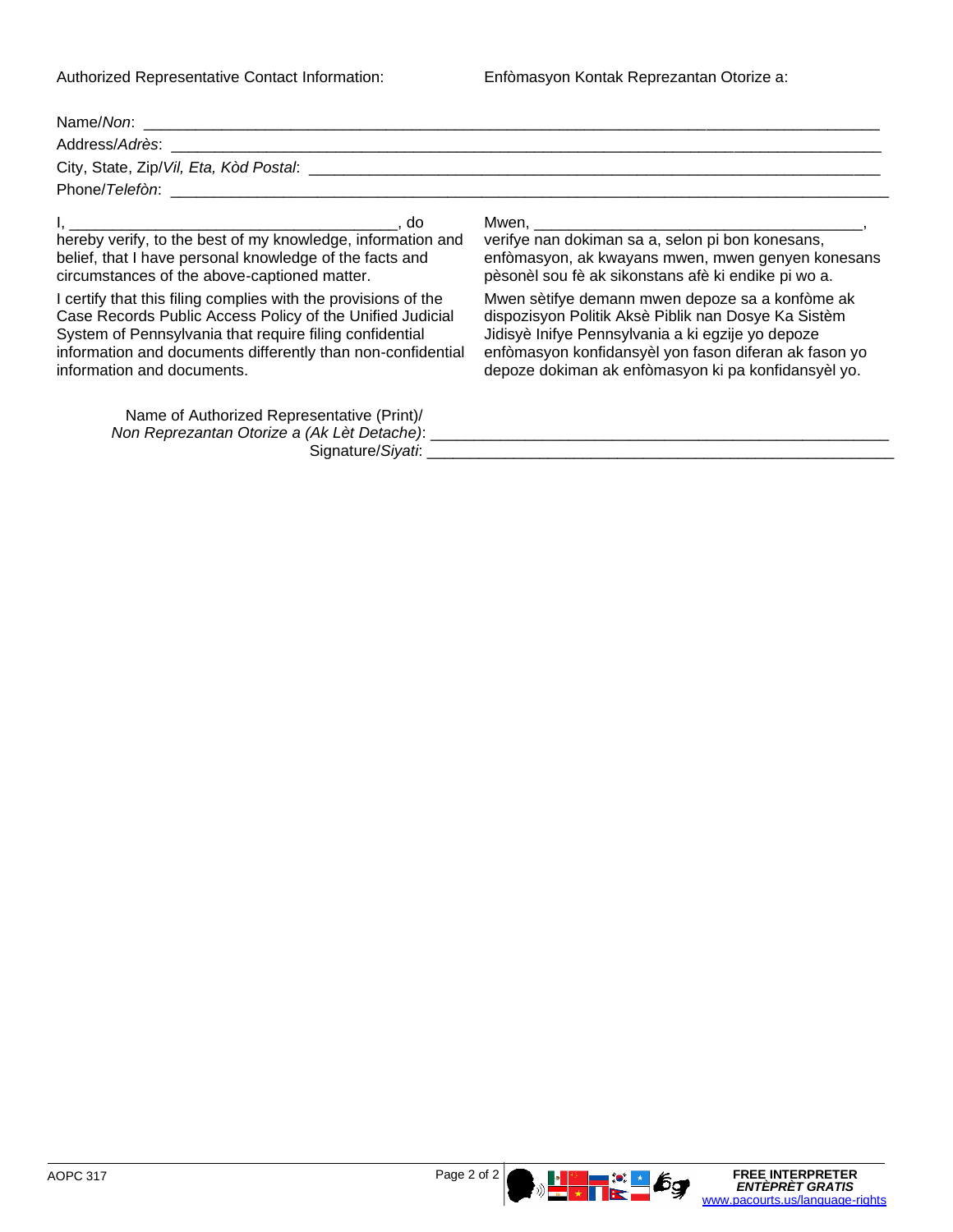Authorized Representative Contact Information:

Enfòmasyon Kontak Reprezantan Otorize a:

Name/*Non*: ______________________________________________________________________________

Address/*Adrès*: ___________________________________________________________________________

City, State, Zip/*Vil, Eta, Kòd Postal*: ______________________________________________________________

Phone/*Telefòn*: ___________________________________________________________________________

I, ____________________________________, do hereby verify, to the best of my knowledge, information and belief, that I have personal knowledge of the facts and circumstances of the above-captioned matter.

I certify that this filing complies with the provisions of the Case Records Public Access Policy of the Unified Judicial System of Pennsylvania that require filing confidential information and documents differently than non-confidential information and documents.

Mwen, ____________________________________, verifye nan dokiman sa a, selon pi bon konesans, enfòmasyon, ak kwayans mwen, mwen genyen konesans pèsonèl sou fè ak sikonstans afè ki endike pi wo a.

Mwen sètifye demann mwen depoze sa a konfòme ak dispozisyon Politik Aksè Piblik nan Dosye Ka Sistèm Jidisyè Inifye Pennsylvania a ki egzije yo depoze enfòmasyon konfidansyèl yon fason diferan ak fason yo depoze dokiman ak enfòmasyon ki pa konfidansyèl yo.

Name of Authorized Representative (Print)/
*Non Reprezantan Otorize a (Ak Lèt Detache)*: ______________________________________________

Signature/*Siyati*: ______________________________________________

AOPC 317

**FREE INTERPRETER**
***ENTÈPRÈT GRATIS***
www.pacourts.us/language-rights